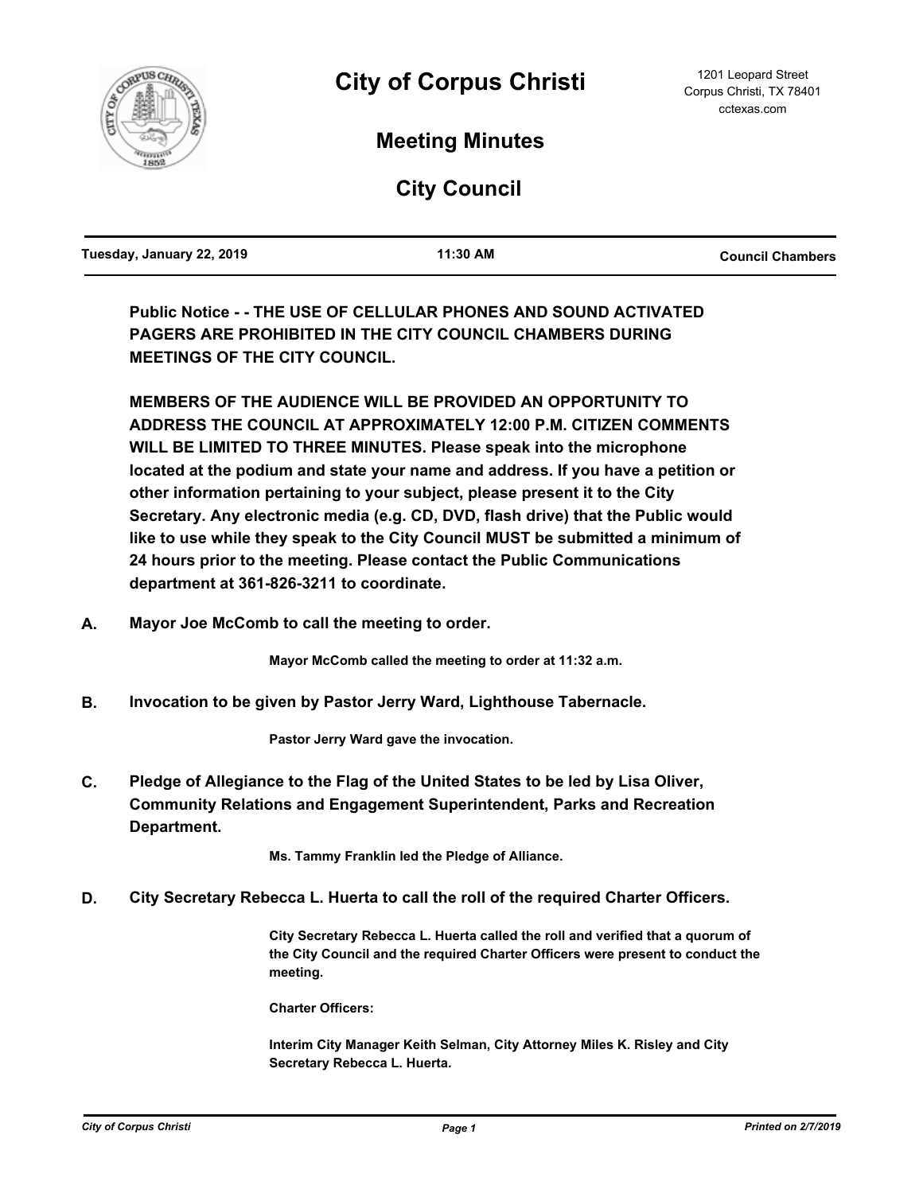# City of Corpus Christi

1201 Leopard Street
Corpus Christi, TX 78401
cctexas.com

## Meeting Minutes

## City Council

| Tuesday, January 22, 2019 | 11:30 AM | Council Chambers |
|---|---|---|

**Public Notice - - THE USE OF CELLULAR PHONES AND SOUND ACTIVATED PAGERS ARE PROHIBITED IN THE CITY COUNCIL CHAMBERS DURING MEETINGS OF THE CITY COUNCIL.**

**MEMBERS OF THE AUDIENCE WILL BE PROVIDED AN OPPORTUNITY TO ADDRESS THE COUNCIL AT APPROXIMATELY 12:00 P.M. CITIZEN COMMENTS WILL BE LIMITED TO THREE MINUTES. Please speak into the microphone located at the podium and state your name and address. If you have a petition or other information pertaining to your subject, please present it to the City Secretary. Any electronic media (e.g. CD, DVD, flash drive) that the Public would like to use while they speak to the City Council MUST be submitted a minimum of 24 hours prior to the meeting. Please contact the Public Communications department at 361-826-3211 to coordinate.**

**A. Mayor Joe McComb to call the meeting to order.**

Mayor McComb called the meeting to order at 11:32 a.m.

**B. Invocation to be given by Pastor Jerry Ward, Lighthouse Tabernacle.**

Pastor Jerry Ward gave the invocation.

**C. Pledge of Allegiance to the Flag of the United States to be led by Lisa Oliver, Community Relations and Engagement Superintendent, Parks and Recreation Department.**

Ms. Tammy Franklin led the Pledge of Alliance.

**D. City Secretary Rebecca L. Huerta to call the roll of the required Charter Officers.**

City Secretary Rebecca L. Huerta called the roll and verified that a quorum of the City Council and the required Charter Officers were present to conduct the meeting.

Charter Officers:

Interim City Manager Keith Selman, City Attorney Miles K. Risley and City Secretary Rebecca L. Huerta.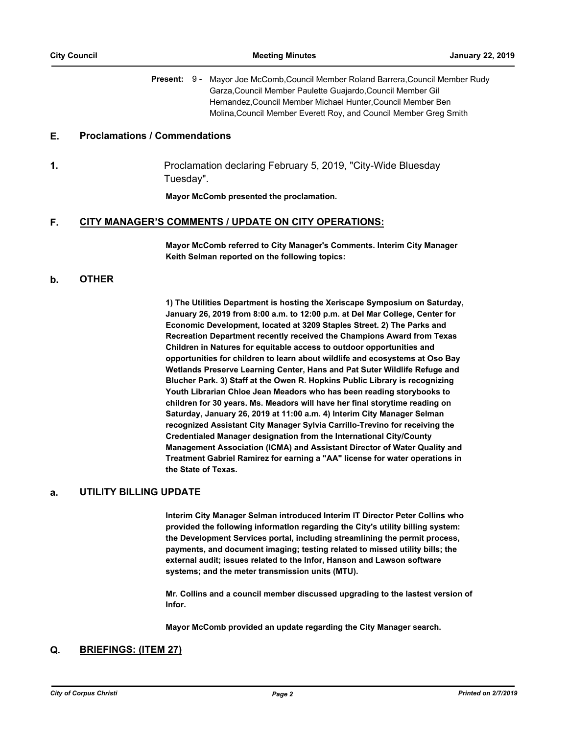**Present:** 9 - Mayor Joe McComb,Council Member Roland Barrera,Council Member Rudy Garza,Council Member Paulette Guajardo,Council Member Gil Hernandez,Council Member Michael Hunter,Council Member Ben Molina,Council Member Everett Roy, and Council Member Greg Smith

## E. Proclamations / Commendations

**1.** Proclamation declaring February 5, 2019, "City-Wide Bluesday Tuesday".

**Mayor McComb presented the proclamation.**

## F. CITY MANAGER'S COMMENTS / UPDATE ON CITY OPERATIONS:

**Mayor McComb referred to City Manager's Comments. Interim City Manager Keith Selman reported on the following topics:**

### b. OTHER

**1) The Utilities Department is hosting the Xeriscape Symposium on Saturday, January 26, 2019 from 8:00 a.m. to 12:00 p.m. at Del Mar College, Center for Economic Development, located at 3209 Staples Street. 2) The Parks and Recreation Department recently received the Champions Award from Texas Children in Natures for equitable access to outdoor opportunities and opportunities for children to learn about wildlife and ecosystems at Oso Bay Wetlands Preserve Learning Center, Hans and Pat Suter Wildlife Refuge and Blucher Park. 3) Staff at the Owen R. Hopkins Public Library is recognizing Youth Librarian Chloe Jean Meadors who has been reading storybooks to children for 30 years. Ms. Meadors will have her final storytime reading on Saturday, January 26, 2019 at 11:00 a.m. 4) Interim City Manager Selman recognized Assistant City Manager Sylvia Carrillo-Trevino for receiving the Credentialed Manager designation from the International City/County Management Association (ICMA) and Assistant Director of Water Quality and Treatment Gabriel Ramirez for earning a "AA" license for water operations in the State of Texas.**

### a. UTILITY BILLING UPDATE

**Interim City Manager Selman introduced Interim IT Director Peter Collins who provided the following informatlon regarding the City's utility billing system: the Development Services portal, including streamlining the permit process, payments, and document imaging; testing related to missed utility bills; the external audit; issues related to the Infor, Hanson and Lawson software systems; and the meter transmission units (MTU).**

**Mr. Collins and a council member discussed upgrading to the lastest version of Infor.**

**Mayor McComb provided an update regarding the City Manager search.**

## Q. BRIEFINGS: (ITEM 27)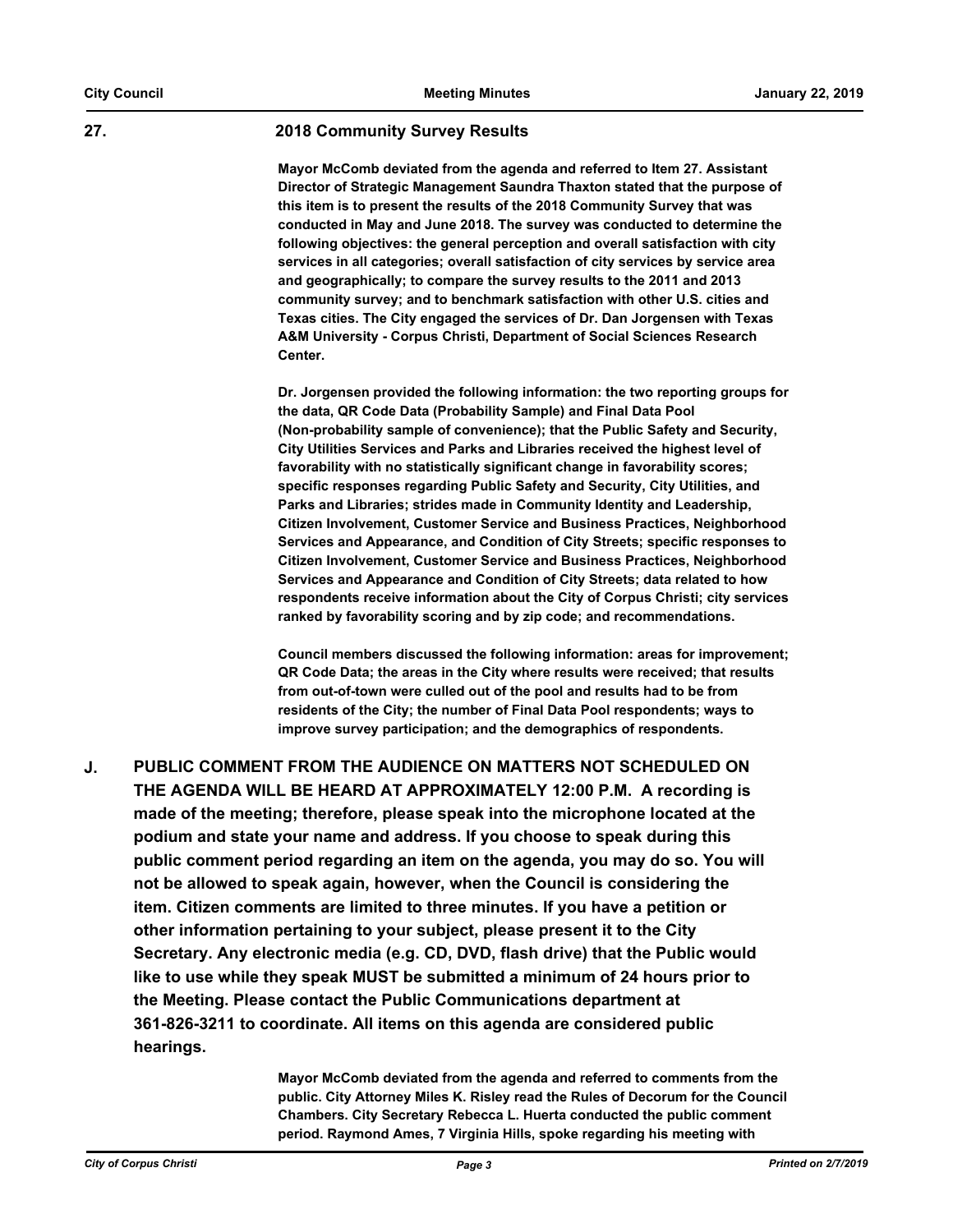**27.** **2018 Community Survey Results**

**Mayor McComb deviated from the agenda and referred to Item 27. Assistant Director of Strategic Management Saundra Thaxton stated that the purpose of this item is to present the results of the 2018 Community Survey that was conducted in May and June 2018. The survey was conducted to determine the following objectives: the general perception and overall satisfaction with city services in all categories; overall satisfaction of city services by service area and geographically; to compare the survey results to the 2011 and 2013 community survey; and to benchmark satisfaction with other U.S. cities and Texas cities. The City engaged the services of Dr. Dan Jorgensen with Texas A&M University - Corpus Christi, Department of Social Sciences Research Center.**

**Dr. Jorgensen provided the following information: the two reporting groups for the data, QR Code Data (Probability Sample) and Final Data Pool (Non-probability sample of convenience); that the Public Safety and Security, City Utilities Services and Parks and Libraries received the highest level of favorability with no statistically significant change in favorability scores; specific responses regarding Public Safety and Security, City Utilities, and Parks and Libraries; strides made in Community Identity and Leadership, Citizen Involvement, Customer Service and Business Practices, Neighborhood Services and Appearance, and Condition of City Streets; specific responses to Citizen Involvement, Customer Service and Business Practices, Neighborhood Services and Appearance and Condition of City Streets; data related to how respondents receive information about the City of Corpus Christi; city services ranked by favorability scoring and by zip code; and recommendations.**

**Council members discussed the following information: areas for improvement; QR Code Data; the areas in the City where results were received; that results from out-of-town were culled out of the pool and results had to be from residents of the City; the number of Final Data Pool respondents; ways to improve survey participation; and the demographics of respondents.**

## J. PUBLIC COMMENT FROM THE AUDIENCE ON MATTERS NOT SCHEDULED ON THE AGENDA WILL BE HEARD AT APPROXIMATELY 12:00 P.M. A recording is made of the meeting; therefore, please speak into the microphone located at the podium and state your name and address. If you choose to speak during this public comment period regarding an item on the agenda, you may do so. You will not be allowed to speak again, however, when the Council is considering the item. Citizen comments are limited to three minutes. If you have a petition or other information pertaining to your subject, please present it to the City Secretary. Any electronic media (e.g. CD, DVD, flash drive) that the Public would like to use while they speak MUST be submitted a minimum of 24 hours prior to the Meeting. Please contact the Public Communications department at 361-826-3211 to coordinate. All items on this agenda are considered public hearings.

**Mayor McComb deviated from the agenda and referred to comments from the public. City Attorney Miles K. Risley read the Rules of Decorum for the Council Chambers. City Secretary Rebecca L. Huerta conducted the public comment period. Raymond Ames, 7 Virginia Hills, spoke regarding his meeting with**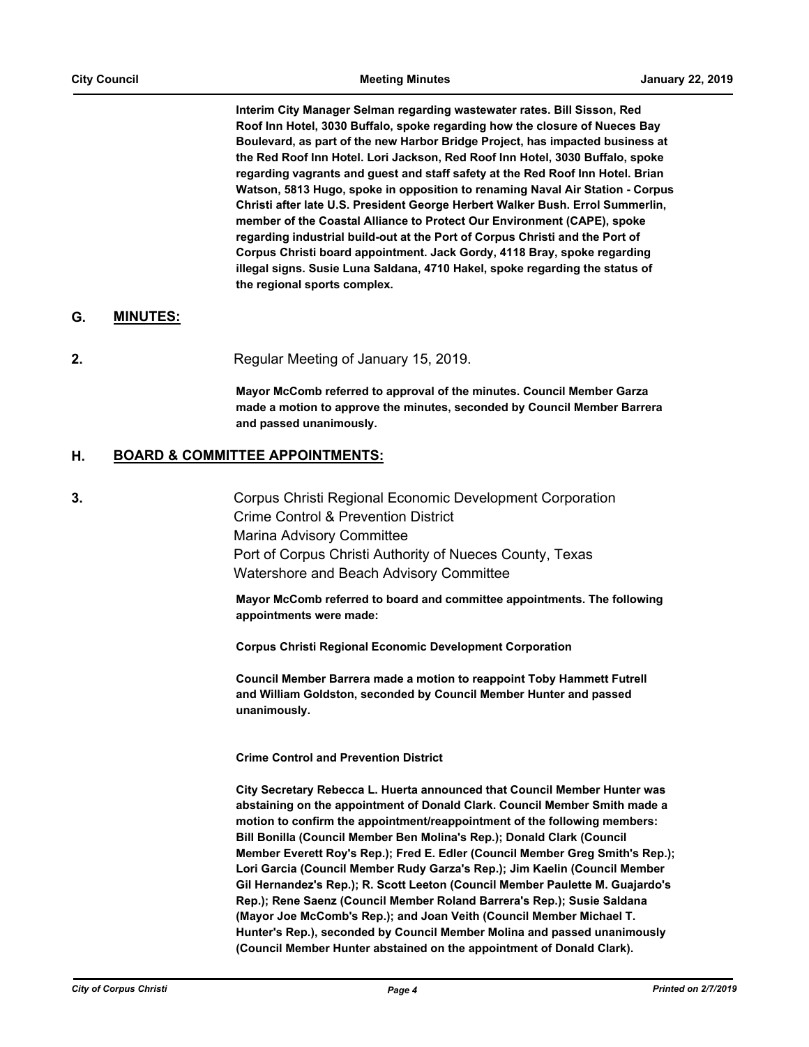**Interim City Manager Selman regarding wastewater rates. Bill Sisson, Red Roof Inn Hotel, 3030 Buffalo, spoke regarding how the closure of Nueces Bay Boulevard, as part of the new Harbor Bridge Project, has impacted business at the Red Roof Inn Hotel. Lori Jackson, Red Roof Inn Hotel, 3030 Buffalo, spoke regarding vagrants and guest and staff safety at the Red Roof Inn Hotel. Brian Watson, 5813 Hugo, spoke in opposition to renaming Naval Air Station - Corpus Christi after late U.S. President George Herbert Walker Bush. Errol Summerlin, member of the Coastal Alliance to Protect Our Environment (CAPE), spoke regarding industrial build-out at the Port of Corpus Christi and the Port of Corpus Christi board appointment. Jack Gordy, 4118 Bray, spoke regarding illegal signs. Susie Luna Saldana, 4710 Hakel, spoke regarding the status of the regional sports complex.**

## G. MINUTES:

**2.** Regular Meeting of January 15, 2019.

**Mayor McComb referred to approval of the minutes. Council Member Garza made a motion to approve the minutes, seconded by Council Member Barrera and passed unanimously.**

## H. BOARD & COMMITTEE APPOINTMENTS:

**3.** Corpus Christi Regional Economic Development Corporation
Crime Control & Prevention District
Marina Advisory Committee
Port of Corpus Christi Authority of Nueces County, Texas
Watershore and Beach Advisory Committee

**Mayor McComb referred to board and committee appointments. The following appointments were made:**

**Corpus Christi Regional Economic Development Corporation**

**Council Member Barrera made a motion to reappoint Toby Hammett Futrell and William Goldston, seconded by Council Member Hunter and passed unanimously.**

**Crime Control and Prevention District**

**City Secretary Rebecca L. Huerta announced that Council Member Hunter was abstaining on the appointment of Donald Clark. Council Member Smith made a motion to confirm the appointment/reappointment of the following members: Bill Bonilla (Council Member Ben Molina's Rep.); Donald Clark (Council Member Everett Roy's Rep.); Fred E. Edler (Council Member Greg Smith's Rep.); Lori Garcia (Council Member Rudy Garza's Rep.); Jim Kaelin (Council Member Gil Hernandez's Rep.); R. Scott Leeton (Council Member Paulette M. Guajardo's Rep.); Rene Saenz (Council Member Roland Barrera's Rep.); Susie Saldana (Mayor Joe McComb's Rep.); and Joan Veith (Council Member Michael T. Hunter's Rep.), seconded by Council Member Molina and passed unanimously (Council Member Hunter abstained on the appointment of Donald Clark).**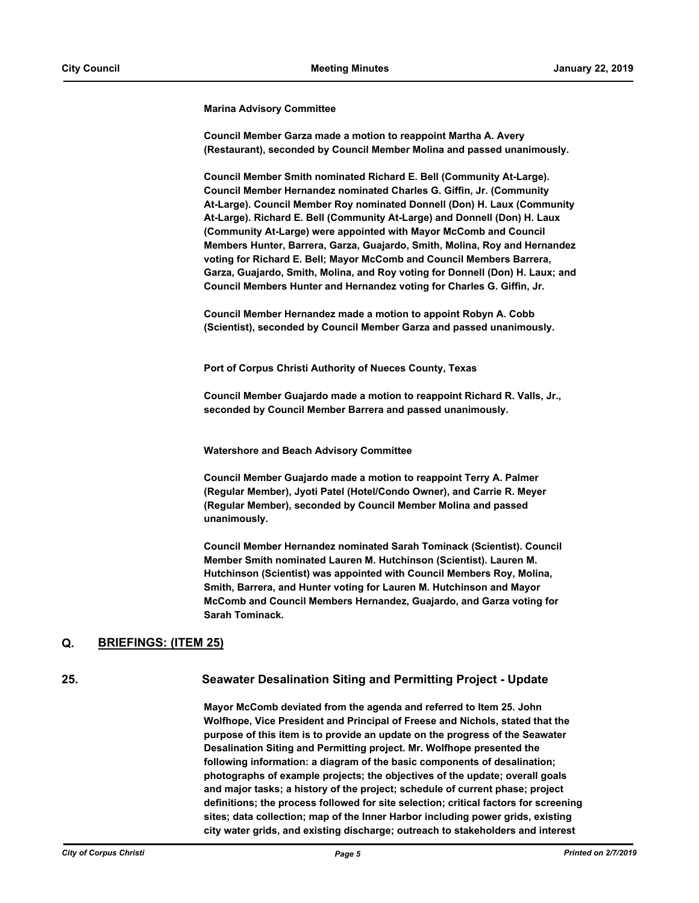**Marina Advisory Committee**

**Council Member Garza made a motion to reappoint Martha A. Avery (Restaurant), seconded by Council Member Molina and passed unanimously.**

**Council Member Smith nominated Richard E. Bell (Community At-Large). Council Member Hernandez nominated Charles G. Giffin, Jr. (Community At-Large). Council Member Roy nominated Donnell (Don) H. Laux (Community At-Large). Richard E. Bell (Community At-Large) and Donnell (Don) H. Laux (Community At-Large) were appointed with Mayor McComb and Council Members Hunter, Barrera, Garza, Guajardo, Smith, Molina, Roy and Hernandez voting for Richard E. Bell; Mayor McComb and Council Members Barrera, Garza, Guajardo, Smith, Molina, and Roy voting for Donnell (Don) H. Laux; and Council Members Hunter and Hernandez voting for Charles G. Giffin, Jr.**

**Council Member Hernandez made a motion to appoint Robyn A. Cobb (Scientist), seconded by Council Member Garza and passed unanimously.**

**Port of Corpus Christi Authority of Nueces County, Texas**

**Council Member Guajardo made a motion to reappoint Richard R. Valls, Jr., seconded by Council Member Barrera and passed unanimously.**

**Watershore and Beach Advisory Committee**

**Council Member Guajardo made a motion to reappoint Terry A. Palmer (Regular Member), Jyoti Patel (Hotel/Condo Owner), and Carrie R. Meyer (Regular Member), seconded by Council Member Molina and passed unanimously.**

**Council Member Hernandez nominated Sarah Tominack (Scientist). Council Member Smith nominated Lauren M. Hutchinson (Scientist). Lauren M. Hutchinson (Scientist) was appointed with Council Members Roy, Molina, Smith, Barrera, and Hunter voting for Lauren M. Hutchinson and Mayor McComb and Council Members Hernandez, Guajardo, and Garza voting for Sarah Tominack.**

## Q. BRIEFINGS: (ITEM 25)

### 25. Seawater Desalination Siting and Permitting Project - Update

**Mayor McComb deviated from the agenda and referred to Item 25. John Wolfhope, Vice President and Principal of Freese and Nichols, stated that the purpose of this item is to provide an update on the progress of the Seawater Desalination Siting and Permitting project. Mr. Wolfhope presented the following information: a diagram of the basic components of desalination; photographs of example projects; the objectives of the update; overall goals and major tasks; a history of the project; schedule of current phase; project definitions; the process followed for site selection; critical factors for screening sites; data collection; map of the Inner Harbor including power grids, existing city water grids, and existing discharge; outreach to stakeholders and interest**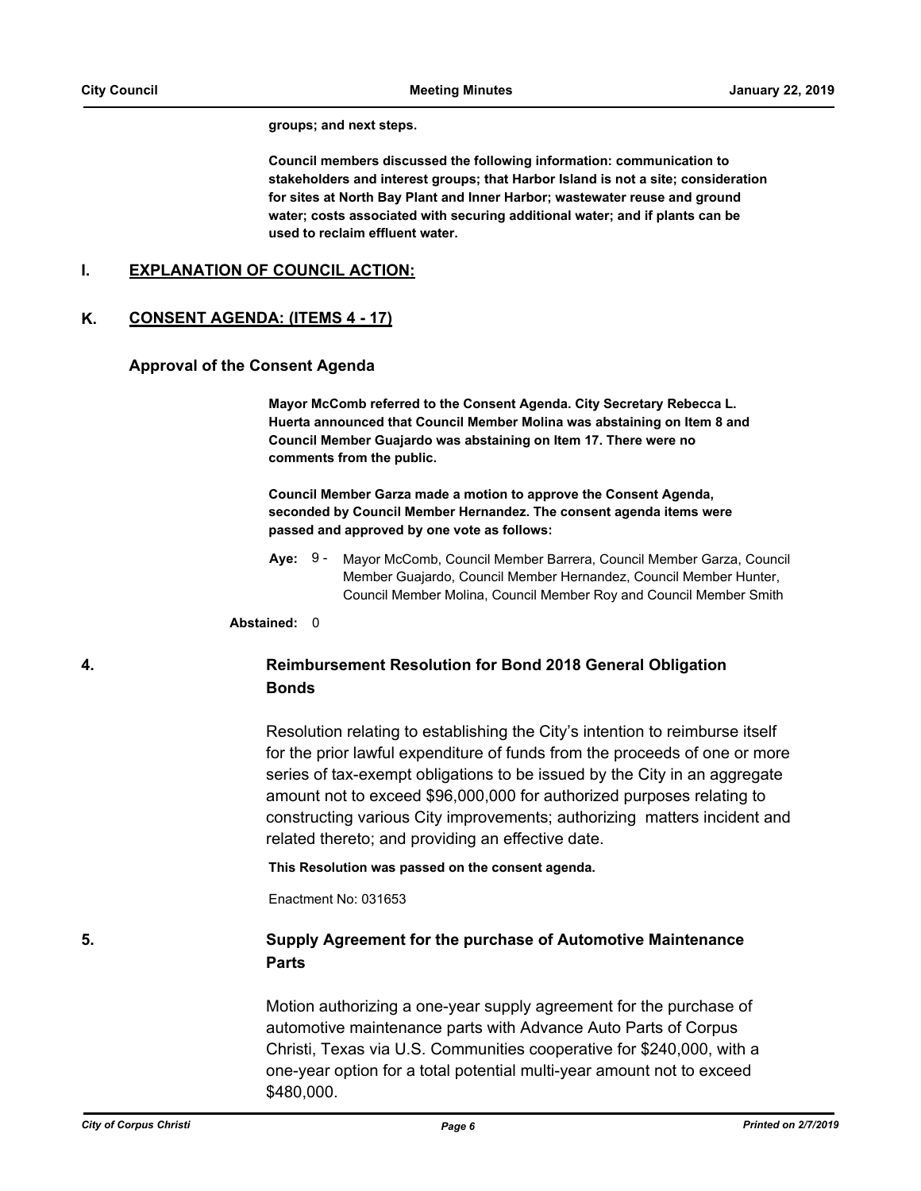**groups; and next steps.**

**Council members discussed the following information: communication to stakeholders and interest groups; that Harbor Island is not a site; consideration for sites at North Bay Plant and Inner Harbor; wastewater reuse and ground water; costs associated with securing additional water; and if plants can be used to reclaim effluent water.**

## I. EXPLANATION OF COUNCIL ACTION:

## K. CONSENT AGENDA: (ITEMS 4 - 17)

### Approval of the Consent Agenda

**Mayor McComb referred to the Consent Agenda. City Secretary Rebecca L. Huerta announced that Council Member Molina was abstaining on Item 8 and Council Member Guajardo was abstaining on Item 17. There were no comments from the public.**

**Council Member Garza made a motion to approve the Consent Agenda, seconded by Council Member Hernandez. The consent agenda items were passed and approved by one vote as follows:**

**Aye:** 9 - Mayor McComb, Council Member Barrera, Council Member Garza, Council Member Guajardo, Council Member Hernandez, Council Member Hunter, Council Member Molina, Council Member Roy and Council Member Smith

**Abstained:** 0

### 4. Reimbursement Resolution for Bond 2018 General Obligation Bonds

Resolution relating to establishing the City's intention to reimburse itself for the prior lawful expenditure of funds from the proceeds of one or more series of tax-exempt obligations to be issued by the City in an aggregate amount not to exceed $96,000,000 for authorized purposes relating to constructing various City improvements; authorizing matters incident and related thereto; and providing an effective date.

**This Resolution was passed on the consent agenda.**

Enactment No: 031653

### 5. Supply Agreement for the purchase of Automotive Maintenance Parts

Motion authorizing a one-year supply agreement for the purchase of automotive maintenance parts with Advance Auto Parts of Corpus Christi, Texas via U.S. Communities cooperative for $240,000, with a one-year option for a total potential multi-year amount not to exceed $480,000.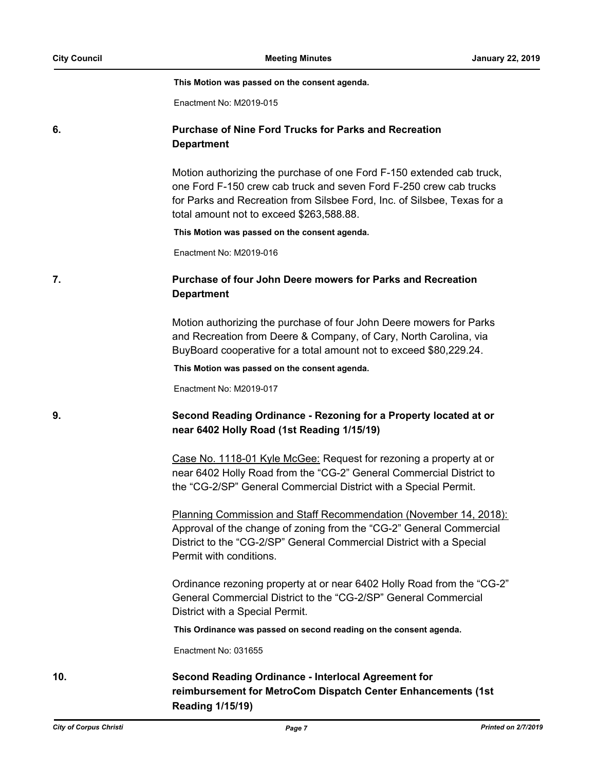**This Motion was passed on the consent agenda.**

Enactment No: M2019-015

## 6. Purchase of Nine Ford Trucks for Parks and Recreation Department

Motion authorizing the purchase of one Ford F-150 extended cab truck, one Ford F-150 crew cab truck and seven Ford F-250 crew cab trucks for Parks and Recreation from Silsbee Ford, Inc. of Silsbee, Texas for a total amount not to exceed $263,588.88.

**This Motion was passed on the consent agenda.**

Enactment No: M2019-016

## 7. Purchase of four John Deere mowers for Parks and Recreation Department

Motion authorizing the purchase of four John Deere mowers for Parks and Recreation from Deere & Company, of Cary, North Carolina, via BuyBoard cooperative for a total amount not to exceed $80,229.24.

**This Motion was passed on the consent agenda.**

Enactment No: M2019-017

## 9. Second Reading Ordinance - Rezoning for a Property located at or near 6402 Holly Road (1st Reading 1/15/19)

<u>Case No. 1118-01 Kyle McGee:</u> Request for rezoning a property at or near 6402 Holly Road from the “CG-2” General Commercial District to the “CG-2/SP” General Commercial District with a Special Permit.

<u>Planning Commission and Staff Recommendation (November 14, 2018):</u> Approval of the change of zoning from the “CG-2” General Commercial District to the “CG-2/SP” General Commercial District with a Special Permit with conditions.

Ordinance rezoning property at or near 6402 Holly Road from the “CG-2” General Commercial District to the “CG-2/SP” General Commercial District with a Special Permit.

**This Ordinance was passed on second reading on the consent agenda.**

Enactment No: 031655

## 10. Second Reading Ordinance - Interlocal Agreement for reimbursement for MetroCom Dispatch Center Enhancements (1st Reading 1/15/19)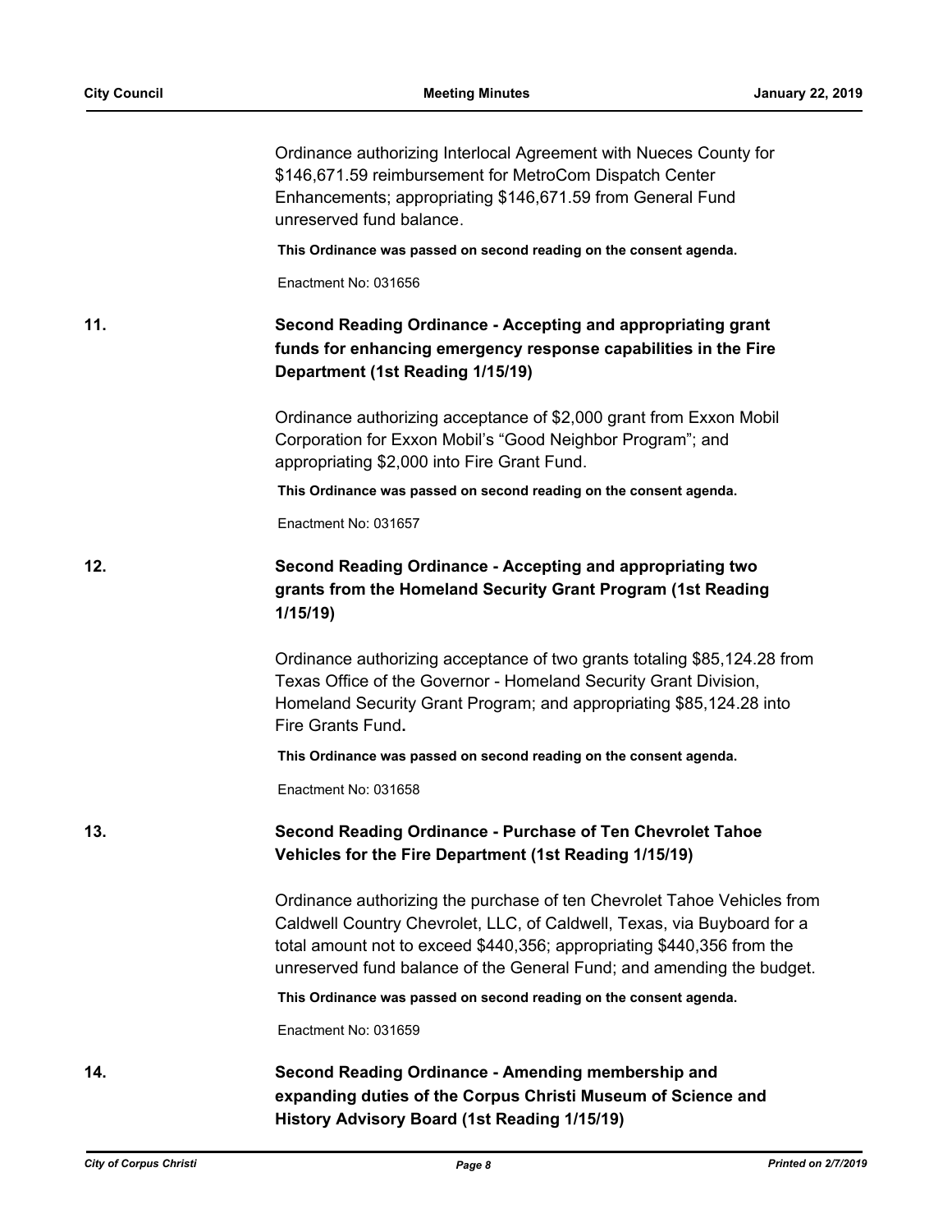Ordinance authorizing Interlocal Agreement with Nueces County for $146,671.59 reimbursement for MetroCom Dispatch Center Enhancements; appropriating $146,671.59 from General Fund unreserved fund balance.

**This Ordinance was passed on second reading on the consent agenda.**

Enactment No: 031656

**11. Second Reading Ordinance - Accepting and appropriating grant funds for enhancing emergency response capabilities in the Fire Department (1st Reading 1/15/19)**

Ordinance authorizing acceptance of $2,000 grant from Exxon Mobil Corporation for Exxon Mobil's "Good Neighbor Program"; and appropriating $2,000 into Fire Grant Fund.

**This Ordinance was passed on second reading on the consent agenda.**

Enactment No: 031657

**12. Second Reading Ordinance - Accepting and appropriating two grants from the Homeland Security Grant Program (1st Reading 1/15/19)**

Ordinance authorizing acceptance of two grants totaling $85,124.28 from Texas Office of the Governor - Homeland Security Grant Division, Homeland Security Grant Program; and appropriating $85,124.28 into Fire Grants Fund.

**This Ordinance was passed on second reading on the consent agenda.**

Enactment No: 031658

**13. Second Reading Ordinance - Purchase of Ten Chevrolet Tahoe Vehicles for the Fire Department (1st Reading 1/15/19)**

Ordinance authorizing the purchase of ten Chevrolet Tahoe Vehicles from Caldwell Country Chevrolet, LLC, of Caldwell, Texas, via Buyboard for a total amount not to exceed $440,356; appropriating $440,356 from the unreserved fund balance of the General Fund; and amending the budget.

**This Ordinance was passed on second reading on the consent agenda.**

Enactment No: 031659

**14. Second Reading Ordinance - Amending membership and expanding duties of the Corpus Christi Museum of Science and History Advisory Board (1st Reading 1/15/19)**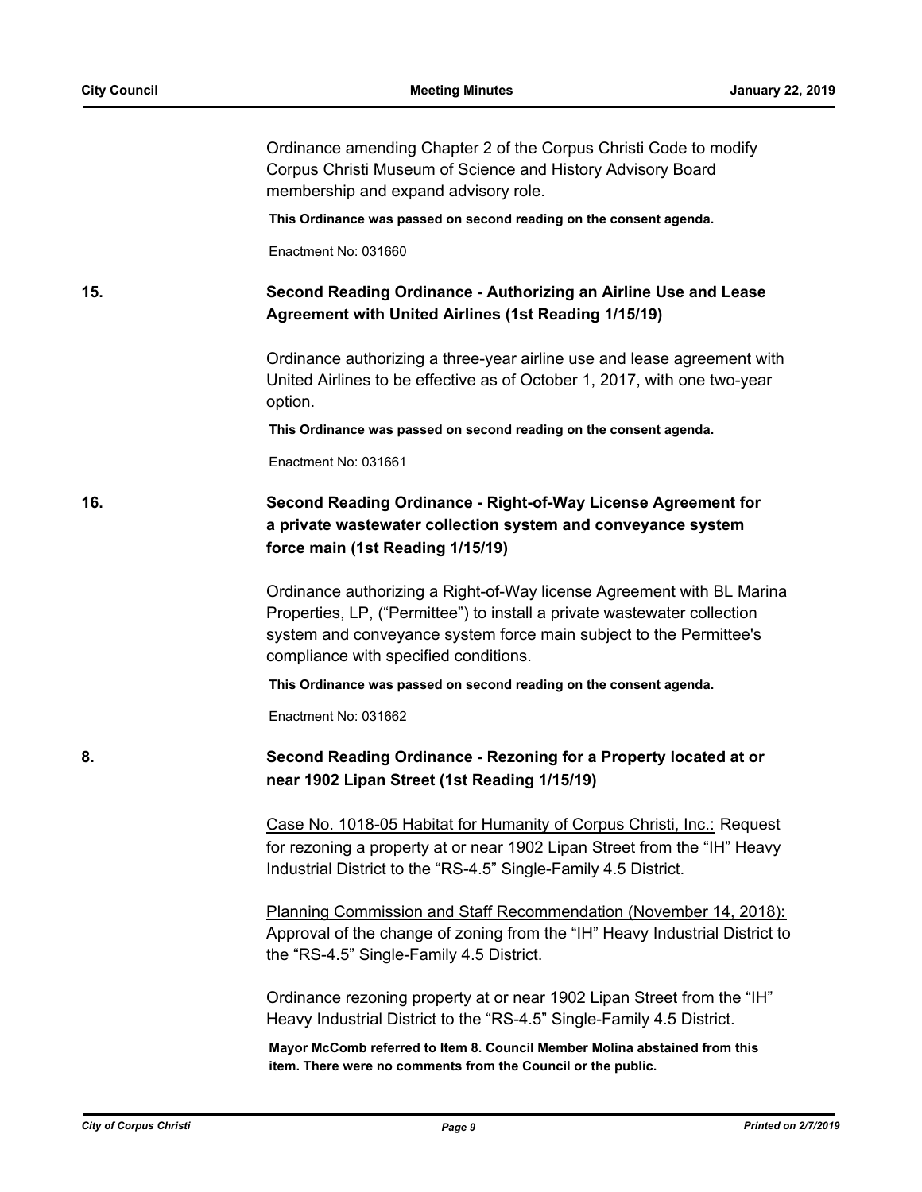Ordinance amending Chapter 2 of the Corpus Christi Code to modify Corpus Christi Museum of Science and History Advisory Board membership and expand advisory role.

**This Ordinance was passed on second reading on the consent agenda.**

Enactment No: 031660

**15. Second Reading Ordinance - Authorizing an Airline Use and Lease Agreement with United Airlines (1st Reading 1/15/19)**

Ordinance authorizing a three-year airline use and lease agreement with United Airlines to be effective as of October 1, 2017, with one two-year option.

**This Ordinance was passed on second reading on the consent agenda.**

Enactment No: 031661

**16. Second Reading Ordinance - Right-of-Way License Agreement for a private wastewater collection system and conveyance system force main (1st Reading 1/15/19)**

Ordinance authorizing a Right-of-Way license Agreement with BL Marina Properties, LP, ("Permittee") to install a private wastewater collection system and conveyance system force main subject to the Permittee's compliance with specified conditions.

**This Ordinance was passed on second reading on the consent agenda.**

Enactment No: 031662

**8. Second Reading Ordinance - Rezoning for a Property located at or near 1902 Lipan Street (1st Reading 1/15/19)**

Case No. 1018-05 Habitat for Humanity of Corpus Christi, Inc.: Request for rezoning a property at or near 1902 Lipan Street from the "IH" Heavy Industrial District to the "RS-4.5" Single-Family 4.5 District.

Planning Commission and Staff Recommendation (November 14, 2018): Approval of the change of zoning from the "IH" Heavy Industrial District to the "RS-4.5" Single-Family 4.5 District.

Ordinance rezoning property at or near 1902 Lipan Street from the "IH" Heavy Industrial District to the "RS-4.5" Single-Family 4.5 District.

**Mayor McComb referred to Item 8. Council Member Molina abstained from this item. There were no comments from the Council or the public.**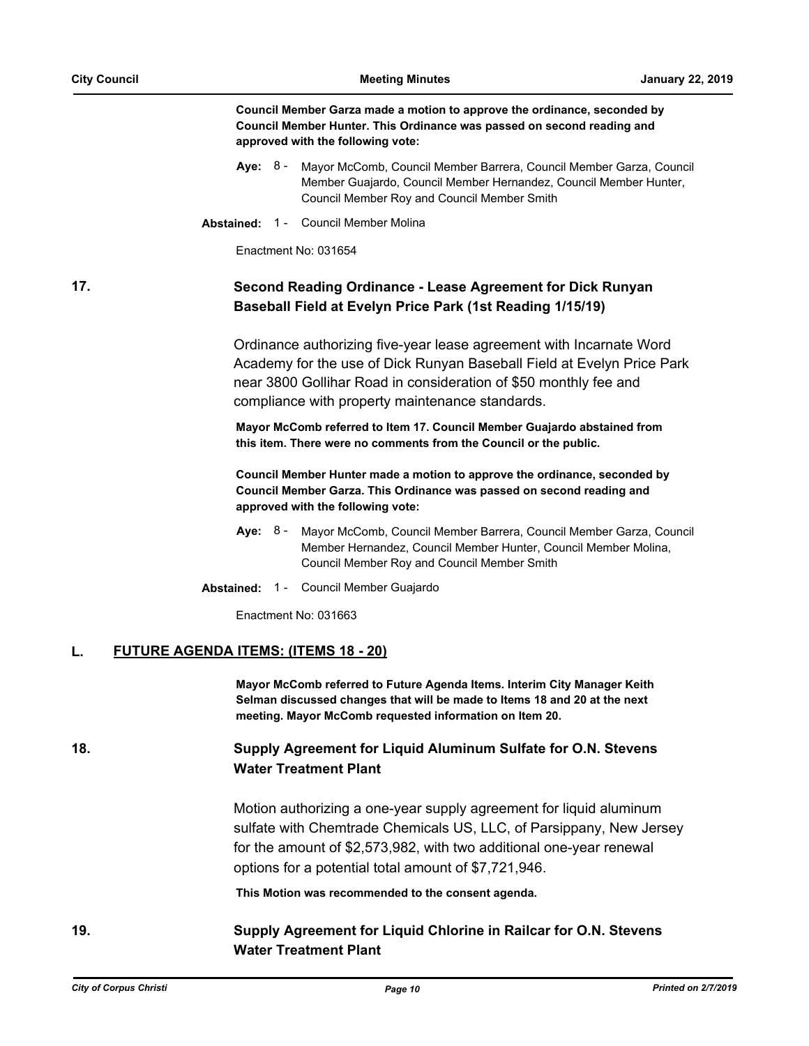**Council Member Garza made a motion to approve the ordinance, seconded by Council Member Hunter. This Ordinance was passed on second reading and approved with the following vote:**

**Aye:** 8 - Mayor McComb, Council Member Barrera, Council Member Garza, Council Member Guajardo, Council Member Hernandez, Council Member Hunter, Council Member Roy and Council Member Smith

**Abstained:** 1 - Council Member Molina

Enactment No: 031654

## 17. Second Reading Ordinance - Lease Agreement for Dick Runyan Baseball Field at Evelyn Price Park (1st Reading 1/15/19)

Ordinance authorizing five-year lease agreement with Incarnate Word Academy for the use of Dick Runyan Baseball Field at Evelyn Price Park near 3800 Gollihar Road in consideration of $50 monthly fee and compliance with property maintenance standards.

**Mayor McComb referred to Item 17. Council Member Guajardo abstained from this item. There were no comments from the Council or the public.**

**Council Member Hunter made a motion to approve the ordinance, seconded by Council Member Garza. This Ordinance was passed on second reading and approved with the following vote:**

**Aye:** 8 - Mayor McComb, Council Member Barrera, Council Member Garza, Council Member Hernandez, Council Member Hunter, Council Member Molina, Council Member Roy and Council Member Smith

**Abstained:** 1 - Council Member Guajardo

Enactment No: 031663

## L. FUTURE AGENDA ITEMS: (ITEMS 18 - 20)

**Mayor McComb referred to Future Agenda Items. Interim City Manager Keith Selman discussed changes that will be made to Items 18 and 20 at the next meeting. Mayor McComb requested information on Item 20.**

## 18. Supply Agreement for Liquid Aluminum Sulfate for O.N. Stevens Water Treatment Plant

Motion authorizing a one-year supply agreement for liquid aluminum sulfate with Chemtrade Chemicals US, LLC, of Parsippany, New Jersey for the amount of $2,573,982, with two additional one-year renewal options for a potential total amount of $7,721,946.

**This Motion was recommended to the consent agenda.**

## 19. Supply Agreement for Liquid Chlorine in Railcar for O.N. Stevens Water Treatment Plant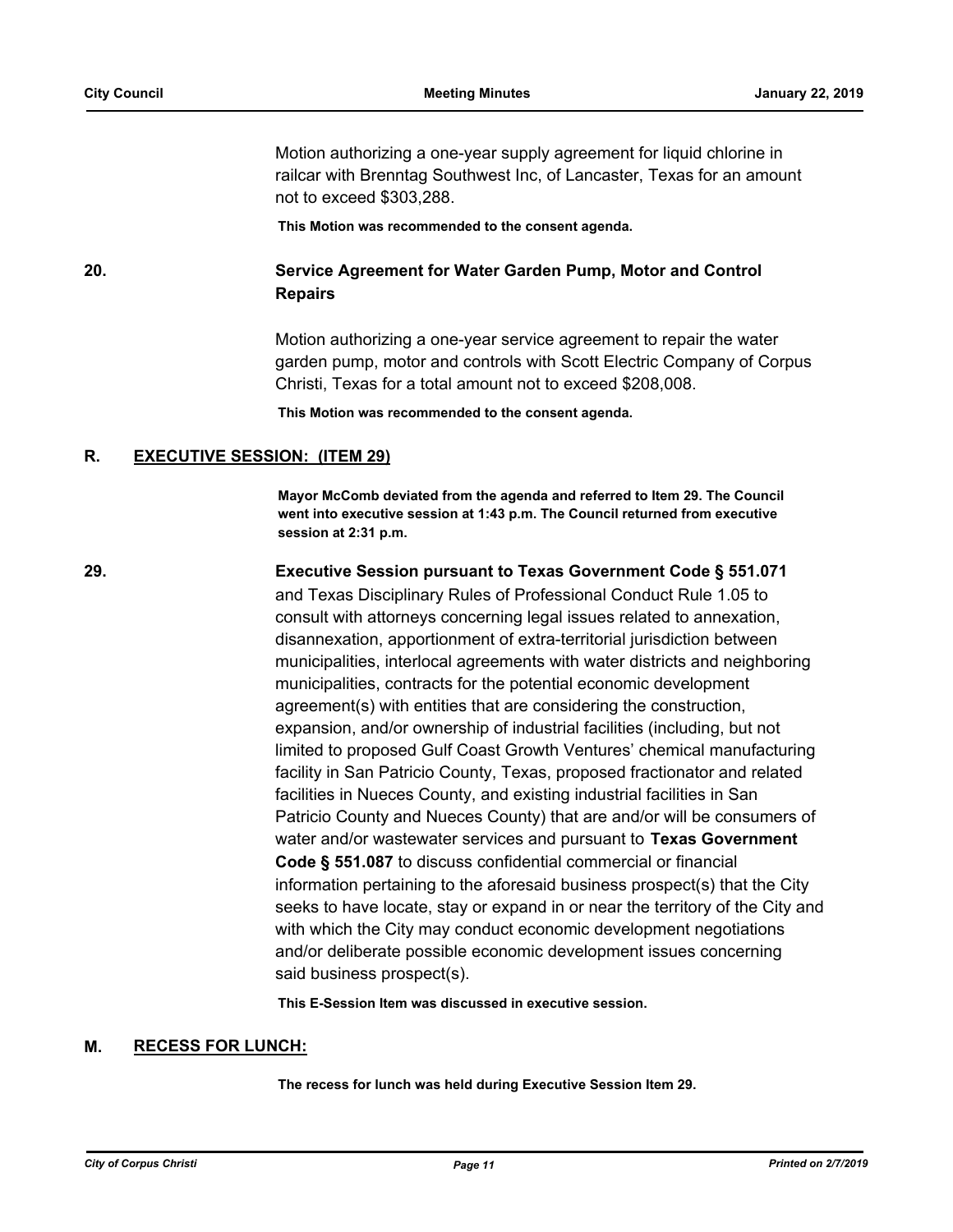Motion authorizing a one-year supply agreement for liquid chlorine in railcar with Brenntag Southwest Inc, of Lancaster, Texas for an amount not to exceed $303,288.

**This Motion was recommended to the consent agenda.**

**20. Service Agreement for Water Garden Pump, Motor and Control Repairs**

Motion authorizing a one-year service agreement to repair the water garden pump, motor and controls with Scott Electric Company of Corpus Christi, Texas for a total amount not to exceed $208,008.

**This Motion was recommended to the consent agenda.**

## R. EXECUTIVE SESSION: (ITEM 29)

**Mayor McComb deviated from the agenda and referred to Item 29. The Council went into executive session at 1:43 p.m. The Council returned from executive session at 2:31 p.m.**

**29. Executive Session pursuant to Texas Government Code § 551.071** and Texas Disciplinary Rules of Professional Conduct Rule 1.05 to consult with attorneys concerning legal issues related to annexation, disannexation, apportionment of extra-territorial jurisdiction between municipalities, interlocal agreements with water districts and neighboring municipalities, contracts for the potential economic development agreement(s) with entities that are considering the construction, expansion, and/or ownership of industrial facilities (including, but not limited to proposed Gulf Coast Growth Ventures' chemical manufacturing facility in San Patricio County, Texas, proposed fractionator and related facilities in Nueces County, and existing industrial facilities in San Patricio County and Nueces County) that are and/or will be consumers of water and/or wastewater services and pursuant to **Texas Government Code § 551.087** to discuss confidential commercial or financial information pertaining to the aforesaid business prospect(s) that the City seeks to have locate, stay or expand in or near the territory of the City and with which the City may conduct economic development negotiations and/or deliberate possible economic development issues concerning said business prospect(s).

**This E-Session Item was discussed in executive session.**

## M. RECESS FOR LUNCH:

**The recess for lunch was held during Executive Session Item 29.**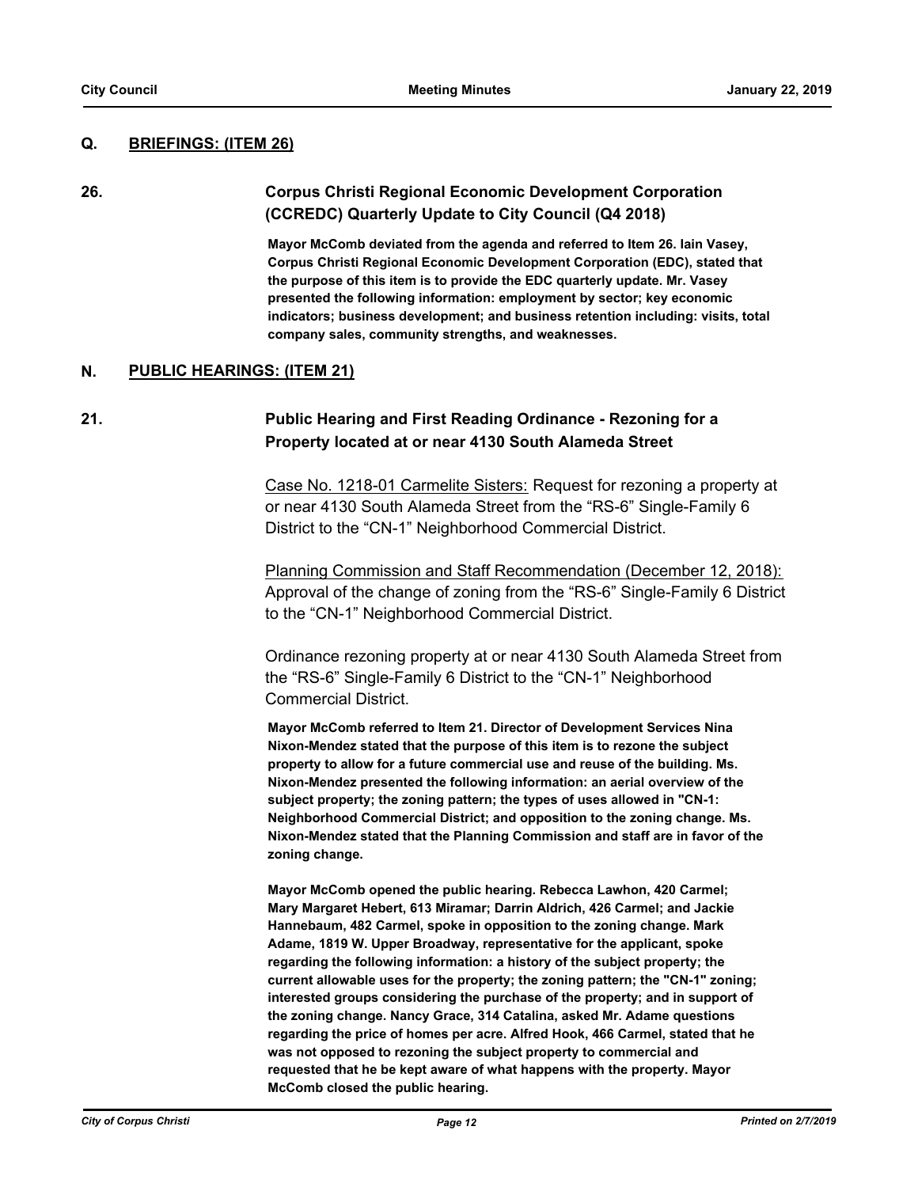## Q. BRIEFINGS: (ITEM 26)

### 26. Corpus Christi Regional Economic Development Corporation (CCREDC) Quarterly Update to City Council (Q4 2018)

**Mayor McComb deviated from the agenda and referred to Item 26. Iain Vasey, Corpus Christi Regional Economic Development Corporation (EDC), stated that the purpose of this item is to provide the EDC quarterly update. Mr. Vasey presented the following information: employment by sector; key economic indicators; business development; and business retention including: visits, total company sales, community strengths, and weaknesses.**

## N. PUBLIC HEARINGS: (ITEM 21)

### 21. Public Hearing and First Reading Ordinance - Rezoning for a Property located at or near 4130 South Alameda Street

Case No. 1218-01 Carmelite Sisters: Request for rezoning a property at or near 4130 South Alameda Street from the "RS-6" Single-Family 6 District to the "CN-1" Neighborhood Commercial District.

Planning Commission and Staff Recommendation (December 12, 2018): Approval of the change of zoning from the "RS-6" Single-Family 6 District to the "CN-1" Neighborhood Commercial District.

Ordinance rezoning property at or near 4130 South Alameda Street from the "RS-6" Single-Family 6 District to the "CN-1" Neighborhood Commercial District.

**Mayor McComb referred to Item 21. Director of Development Services Nina Nixon-Mendez stated that the purpose of this item is to rezone the subject property to allow for a future commercial use and reuse of the building. Ms. Nixon-Mendez presented the following information: an aerial overview of the subject property; the zoning pattern; the types of uses allowed in "CN-1: Neighborhood Commercial District; and opposition to the zoning change. Ms. Nixon-Mendez stated that the Planning Commission and staff are in favor of the zoning change.**

**Mayor McComb opened the public hearing. Rebecca Lawhon, 420 Carmel; Mary Margaret Hebert, 613 Miramar; Darrin Aldrich, 426 Carmel; and Jackie Hannebaum, 482 Carmel, spoke in opposition to the zoning change. Mark Adame, 1819 W. Upper Broadway, representative for the applicant, spoke regarding the following information: a history of the subject property; the current allowable uses for the property; the zoning pattern; the "CN-1" zoning; interested groups considering the purchase of the property; and in support of the zoning change. Nancy Grace, 314 Catalina, asked Mr. Adame questions regarding the price of homes per acre. Alfred Hook, 466 Carmel, stated that he was not opposed to rezoning the subject property to commercial and requested that he be kept aware of what happens with the property. Mayor McComb closed the public hearing.**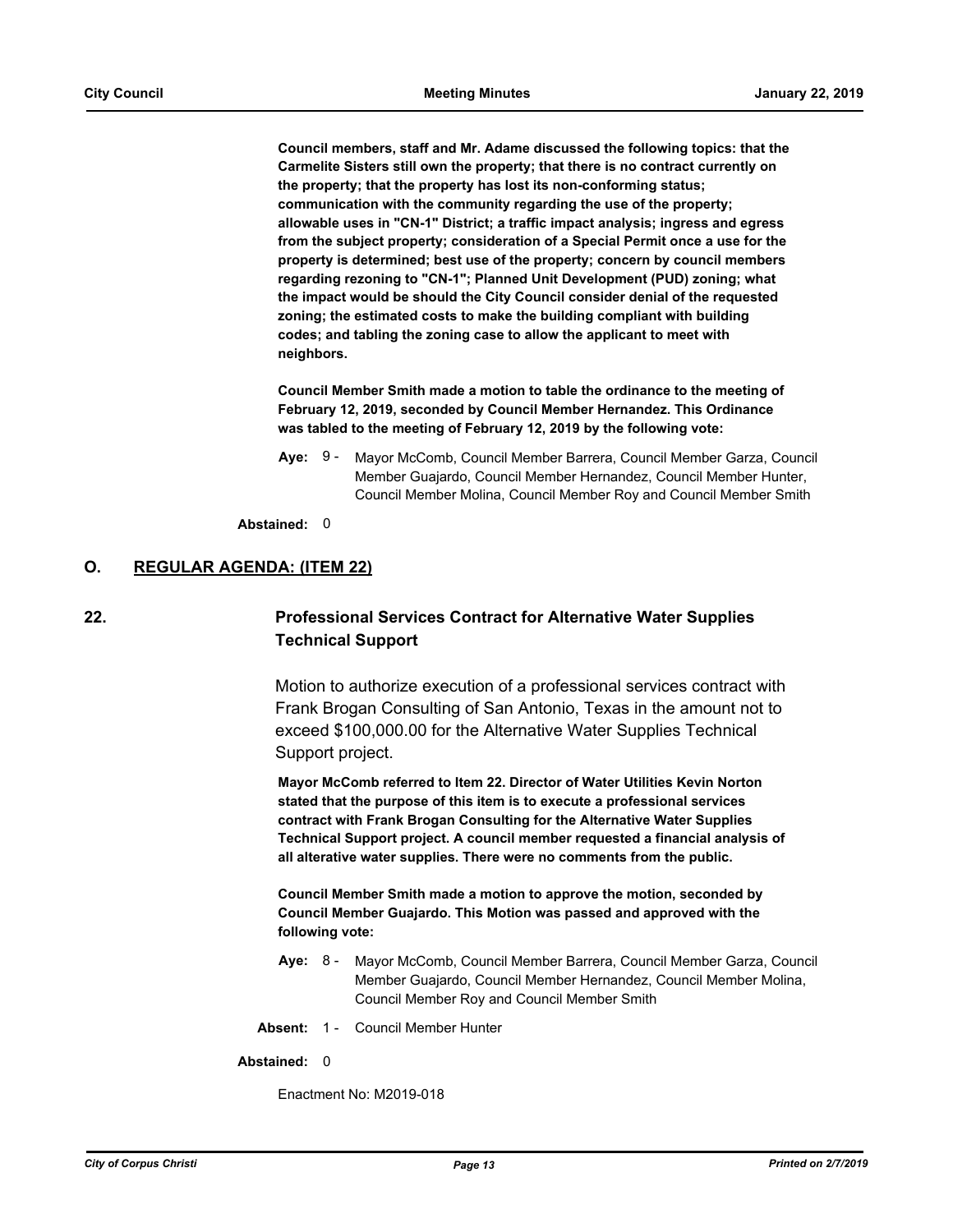**Council members, staff and Mr. Adame discussed the following topics: that the Carmelite Sisters still own the property; that there is no contract currently on the property; that the property has lost its non-conforming status; communication with the community regarding the use of the property; allowable uses in "CN-1" District; a traffic impact analysis; ingress and egress from the subject property; consideration of a Special Permit once a use for the property is determined; best use of the property; concern by council members regarding rezoning to "CN-1"; Planned Unit Development (PUD) zoning; what the impact would be should the City Council consider denial of the requested zoning; the estimated costs to make the building compliant with building codes; and tabling the zoning case to allow the applicant to meet with neighbors.**

**Council Member Smith made a motion to table the ordinance to the meeting of February 12, 2019, seconded by Council Member Hernandez. This Ordinance was tabled to the meeting of February 12, 2019 by the following vote:**

**Aye:** 9 - Mayor McComb, Council Member Barrera, Council Member Garza, Council Member Guajardo, Council Member Hernandez, Council Member Hunter, Council Member Molina, Council Member Roy and Council Member Smith

**Abstained:** 0

## O. REGULAR AGENDA: (ITEM 22)

### 22. Professional Services Contract for Alternative Water Supplies Technical Support

Motion to authorize execution of a professional services contract with Frank Brogan Consulting of San Antonio, Texas in the amount not to exceed $100,000.00 for the Alternative Water Supplies Technical Support project.

**Mayor McComb referred to Item 22. Director of Water Utilities Kevin Norton stated that the purpose of this item is to execute a professional services contract with Frank Brogan Consulting for the Alternative Water Supplies Technical Support project. A council member requested a financial analysis of all alterative water supplies. There were no comments from the public.**

**Council Member Smith made a motion to approve the motion, seconded by Council Member Guajardo. This Motion was passed and approved with the following vote:**

**Aye:** 8 - Mayor McComb, Council Member Barrera, Council Member Garza, Council Member Guajardo, Council Member Hernandez, Council Member Molina, Council Member Roy and Council Member Smith

**Absent:** 1 - Council Member Hunter

**Abstained:** 0

Enactment No: M2019-018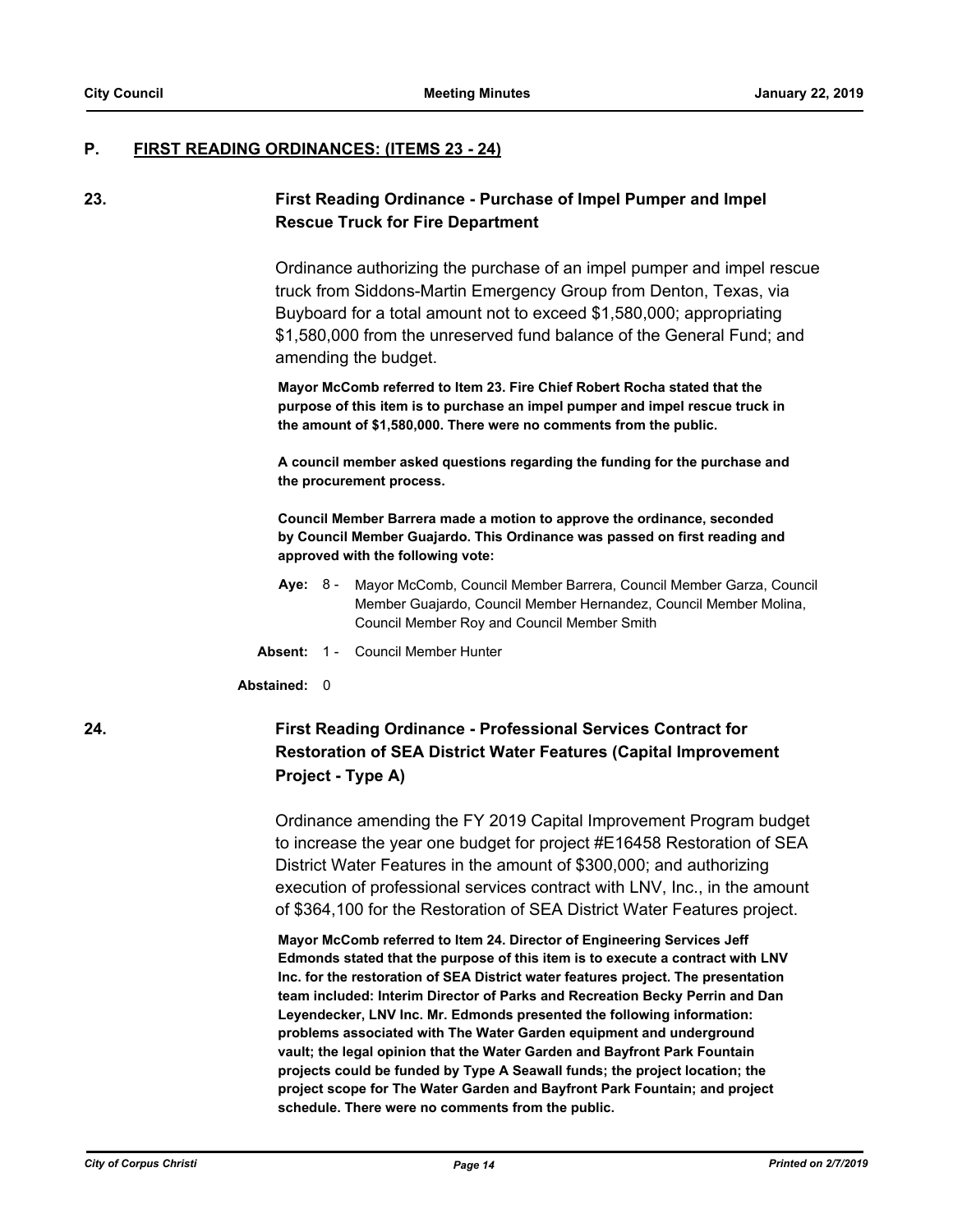## P. FIRST READING ORDINANCES: (ITEMS 23 - 24)

### 23. First Reading Ordinance - Purchase of Impel Pumper and Impel Rescue Truck for Fire Department

Ordinance authorizing the purchase of an impel pumper and impel rescue truck from Siddons-Martin Emergency Group from Denton, Texas, via Buyboard for a total amount not to exceed $1,580,000; appropriating $1,580,000 from the unreserved fund balance of the General Fund; and amending the budget.

**Mayor McComb referred to Item 23. Fire Chief Robert Rocha stated that the purpose of this item is to purchase an impel pumper and impel rescue truck in the amount of $1,580,000. There were no comments from the public.**

**A council member asked questions regarding the funding for the purchase and the procurement process.**

**Council Member Barrera made a motion to approve the ordinance, seconded by Council Member Guajardo. This Ordinance was passed on first reading and approved with the following vote:**

**Aye:** 8 - Mayor McComb, Council Member Barrera, Council Member Garza, Council Member Guajardo, Council Member Hernandez, Council Member Molina, Council Member Roy and Council Member Smith

**Absent:** 1 - Council Member Hunter

**Abstained:** 0

### 24. First Reading Ordinance - Professional Services Contract for Restoration of SEA District Water Features (Capital Improvement Project - Type A)

Ordinance amending the FY 2019 Capital Improvement Program budget to increase the year one budget for project #E16458 Restoration of SEA District Water Features in the amount of $300,000; and authorizing execution of professional services contract with LNV, Inc., in the amount of $364,100 for the Restoration of SEA District Water Features project.

**Mayor McComb referred to Item 24. Director of Engineering Services Jeff Edmonds stated that the purpose of this item is to execute a contract with LNV Inc. for the restoration of SEA District water features project. The presentation team included: Interim Director of Parks and Recreation Becky Perrin and Dan Leyendecker, LNV Inc. Mr. Edmonds presented the following information: problems associated with The Water Garden equipment and underground vault; the legal opinion that the Water Garden and Bayfront Park Fountain projects could be funded by Type A Seawall funds; the project location; the project scope for The Water Garden and Bayfront Park Fountain; and project schedule. There were no comments from the public.**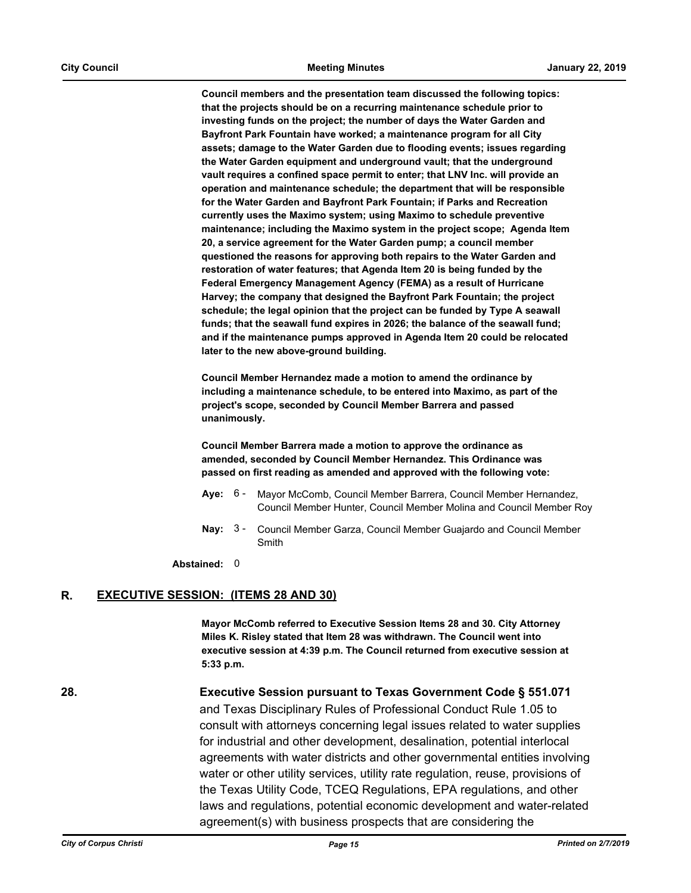**Council members and the presentation team discussed the following topics: that the projects should be on a recurring maintenance schedule prior to investing funds on the project; the number of days the Water Garden and Bayfront Park Fountain have worked; a maintenance program for all City assets; damage to the Water Garden due to flooding events; issues regarding the Water Garden equipment and underground vault; that the underground vault requires a confined space permit to enter; that LNV Inc. will provide an operation and maintenance schedule; the department that will be responsible for the Water Garden and Bayfront Park Fountain; if Parks and Recreation currently uses the Maximo system; using Maximo to schedule preventive maintenance; including the Maximo system in the project scope; Agenda Item 20, a service agreement for the Water Garden pump; a council member questioned the reasons for approving both repairs to the Water Garden and restoration of water features; that Agenda Item 20 is being funded by the Federal Emergency Management Agency (FEMA) as a result of Hurricane Harvey; the company that designed the Bayfront Park Fountain; the project schedule; the legal opinion that the project can be funded by Type A seawall funds; that the seawall fund expires in 2026; the balance of the seawall fund; and if the maintenance pumps approved in Agenda Item 20 could be relocated later to the new above-ground building.**

**Council Member Hernandez made a motion to amend the ordinance by including a maintenance schedule, to be entered into Maximo, as part of the project's scope, seconded by Council Member Barrera and passed unanimously.**

**Council Member Barrera made a motion to approve the ordinance as amended, seconded by Council Member Hernandez. This Ordinance was passed on first reading as amended and approved with the following vote:**

**Aye:** 6 - Mayor McComb, Council Member Barrera, Council Member Hernandez, Council Member Hunter, Council Member Molina and Council Member Roy

**Nay:** 3 - Council Member Garza, Council Member Guajardo and Council Member Smith

**Abstained:** 0

## R. EXECUTIVE SESSION: (ITEMS 28 AND 30)

**Mayor McComb referred to Executive Session Items 28 and 30. City Attorney Miles K. Risley stated that Item 28 was withdrawn. The Council went into executive session at 4:39 p.m. The Council returned from executive session at 5:33 p.m.**

**28.** **Executive Session pursuant to Texas Government Code § 551.071** and Texas Disciplinary Rules of Professional Conduct Rule 1.05 to consult with attorneys concerning legal issues related to water supplies for industrial and other development, desalination, potential interlocal agreements with water districts and other governmental entities involving water or other utility services, utility rate regulation, reuse, provisions of the Texas Utility Code, TCEQ Regulations, EPA regulations, and other laws and regulations, potential economic development and water-related agreement(s) with business prospects that are considering the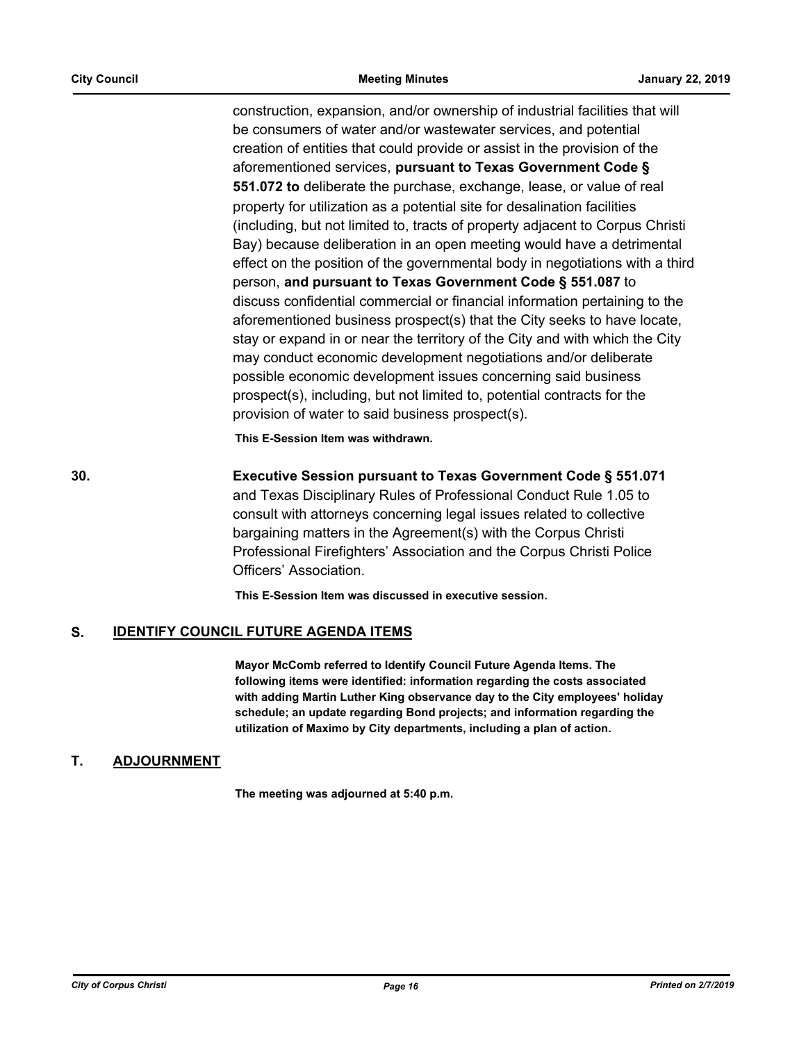construction, expansion, and/or ownership of industrial facilities that will be consumers of water and/or wastewater services, and potential creation of entities that could provide or assist in the provision of the aforementioned services, **pursuant to Texas Government Code § 551.072 to** deliberate the purchase, exchange, lease, or value of real property for utilization as a potential site for desalination facilities (including, but not limited to, tracts of property adjacent to Corpus Christi Bay) because deliberation in an open meeting would have a detrimental effect on the position of the governmental body in negotiations with a third person, **and pursuant to Texas Government Code § 551.087** to discuss confidential commercial or financial information pertaining to the aforementioned business prospect(s) that the City seeks to have locate, stay or expand in or near the territory of the City and with which the City may conduct economic development negotiations and/or deliberate possible economic development issues concerning said business prospect(s), including, but not limited to, potential contracts for the provision of water to said business prospect(s).

**This E-Session Item was withdrawn.**

**30. Executive Session pursuant to Texas Government Code § 551.071** and Texas Disciplinary Rules of Professional Conduct Rule 1.05 to consult with attorneys concerning legal issues related to collective bargaining matters in the Agreement(s) with the Corpus Christi Professional Firefighters' Association and the Corpus Christi Police Officers' Association.

**This E-Session Item was discussed in executive session.**

## S. IDENTIFY COUNCIL FUTURE AGENDA ITEMS

**Mayor McComb referred to Identify Council Future Agenda Items. The following items were identified: information regarding the costs associated with adding Martin Luther King observance day to the City employees' holiday schedule; an update regarding Bond projects; and information regarding the utilization of Maximo by City departments, including a plan of action.**

## T. ADJOURNMENT

**The meeting was adjourned at 5:40 p.m.**